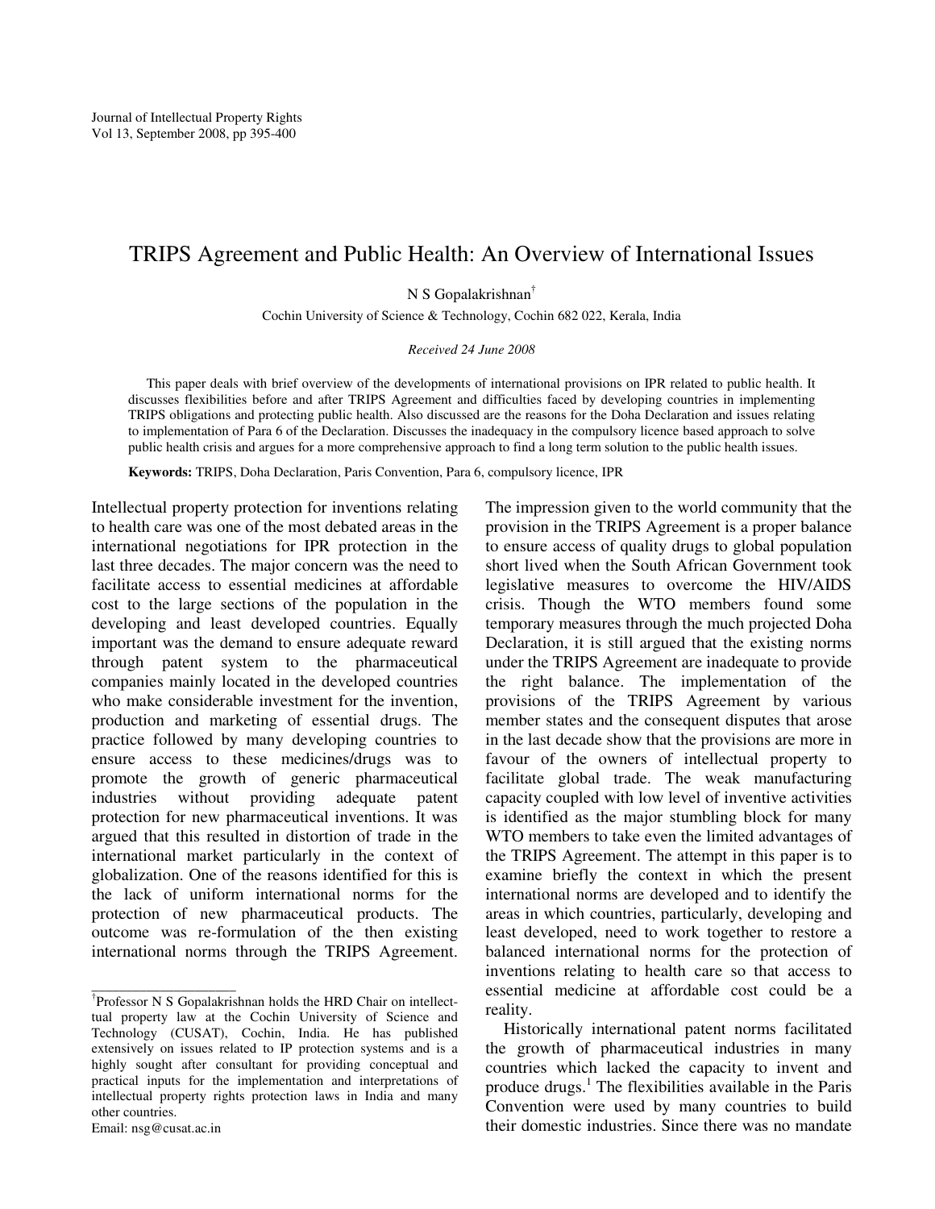# TRIPS Agreement and Public Health: An Overview of International Issues

N S Gopalakrishnan[†]

Cochin University of Science & Technology, Cochin 682 022, Kerala, India

*Received 24 June 2008*

This paper deals with brief overview of the developments of international provisions on IPR related to public health. It discusses flexibilities before and after TRIPS Agreement and difficulties faced by developing countries in implementing TRIPS obligations and protecting public health. Also discussed are the reasons for the Doha Declaration and issues relating to implementation of Para 6 of the Declaration. Discusses the inadequacy in the compulsory licence based approach to solve public health crisis and argues for a more comprehensive approach to find a long term solution to the public health issues.

**Keywords:** TRIPS, Doha Declaration, Paris Convention, Para 6, compulsory licence, IPR

Intellectual property protection for inventions relating to health care was one of the most debated areas in the international negotiations for IPR protection in the last three decades. The major concern was the need to facilitate access to essential medicines at affordable cost to the large sections of the population in the developing and least developed countries. Equally important was the demand to ensure adequate reward through patent system to the pharmaceutical companies mainly located in the developed countries who make considerable investment for the invention, production and marketing of essential drugs. The practice followed by many developing countries to ensure access to these medicines/drugs was to promote the growth of generic pharmaceutical industries without providing adequate patent protection for new pharmaceutical inventions. It was argued that this resulted in distortion of trade in the international market particularly in the context of globalization. One of the reasons identified for this is the lack of uniform international norms for the protection of new pharmaceutical products. The outcome was re-formulation of the then existing international norms through the TRIPS Agreement. The impression given to the world community that the provision in the TRIPS Agreement is a proper balance to ensure access of quality drugs to global population short lived when the South African Government took legislative measures to overcome the HIV/AIDS crisis. Though the WTO members found some temporary measures through the much projected Doha Declaration, it is still argued that the existing norms under the TRIPS Agreement are inadequate to provide the right balance. The implementation of the provisions of the TRIPS Agreement by various member states and the consequent disputes that arose in the last decade show that the provisions are more in favour of the owners of intellectual property to facilitate global trade. The weak manufacturing capacity coupled with low level of inventive activities is identified as the major stumbling block for many WTO members to take even the limited advantages of the TRIPS Agreement. The attempt in this paper is to examine briefly the context in which the present international norms are developed and to identify the areas in which countries, particularly, developing and least developed, need to work together to restore a balanced international norms for the protection of inventions relating to health care so that access to essential medicine at affordable cost could be a reality.

Historically international patent norms facilitated the growth of pharmaceutical industries in many countries which lacked the capacity to invent and produce drugs.[1] The flexibilities available in the Paris Convention were used by many countries to build their domestic industries. Since there was no mandate

---

[†]Professor N S Gopalakrishnan holds the HRD Chair on intellect-tual property law at the Cochin University of Science and Technology (CUSAT), Cochin, India. He has published extensively on issues related to IP protection systems and is a highly sought after consultant for providing conceptual and practical inputs for the implementation and interpretations of intellectual property rights protection laws in India and many other countries.
Email: nsg@cusat.ac.in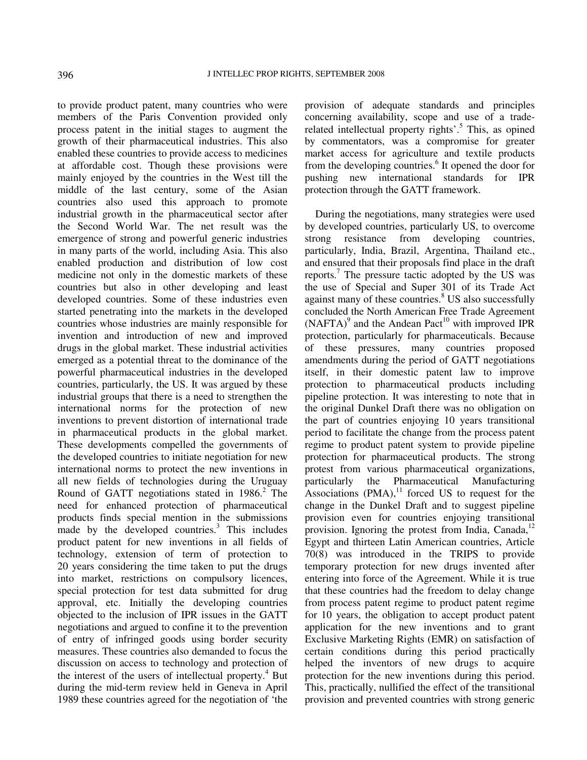to provide product patent, many countries who were members of the Paris Convention provided only process patent in the initial stages to augment the growth of their pharmaceutical industries. This also enabled these countries to provide access to medicines at affordable cost. Though these provisions were mainly enjoyed by the countries in the West till the middle of the last century, some of the Asian countries also used this approach to promote industrial growth in the pharmaceutical sector after the Second World War. The net result was the emergence of strong and powerful generic industries in many parts of the world, including Asia. This also enabled production and distribution of low cost medicine not only in the domestic markets of these countries but also in other developing and least developed countries. Some of these industries even started penetrating into the markets in the developed countries whose industries are mainly responsible for invention and introduction of new and improved drugs in the global market. These industrial activities emerged as a potential threat to the dominance of the powerful pharmaceutical industries in the developed countries, particularly, the US. It was argued by these industrial groups that there is a need to strengthen the international norms for the protection of new inventions to prevent distortion of international trade in pharmaceutical products in the global market. These developments compelled the governments of the developed countries to initiate negotiation for new international norms to protect the new inventions in all new fields of technologies during the Uruguay Round of GATT negotiations stated in 1986.[2] The need for enhanced protection of pharmaceutical products finds special mention in the submissions made by the developed countries.[3] This includes product patent for new inventions in all fields of technology, extension of term of protection to 20 years considering the time taken to put the drugs into market, restrictions on compulsory licences, special protection for test data submitted for drug approval, etc. Initially the developing countries objected to the inclusion of IPR issues in the GATT negotiations and argued to confine it to the prevention of entry of infringed goods using border security measures. These countries also demanded to focus the discussion on access to technology and protection of the interest of the users of intellectual property.[4] But during the mid-term review held in Geneva in April 1989 these countries agreed for the negotiation of 'the provision of adequate standards and principles concerning availability, scope and use of a trade-related intellectual property rights'.[5] This, as opined by commentators, was a compromise for greater market access for agriculture and textile products from the developing countries.[6] It opened the door for pushing new international standards for IPR protection through the GATT framework.

During the negotiations, many strategies were used by developed countries, particularly US, to overcome strong resistance from developing countries, particularly, India, Brazil, Argentina, Thailand etc., and ensured that their proposals find place in the draft reports.[7] The pressure tactic adopted by the US was the use of Special and Super 301 of its Trade Act against many of these countries.[8] US also successfully concluded the North American Free Trade Agreement (NAFTA)[9] and the Andean Pact[10] with improved IPR protection, particularly for pharmaceuticals. Because of these pressures, many countries proposed amendments during the period of GATT negotiations itself, in their domestic patent law to improve protection to pharmaceutical products including pipeline protection. It was interesting to note that in the original Dunkel Draft there was no obligation on the part of countries enjoying 10 years transitional period to facilitate the change from the process patent regime to product patent system to provide pipeline protection for pharmaceutical products. The strong protest from various pharmaceutical organizations, particularly the Pharmaceutical Manufacturing Associations (PMA),[11] forced US to request for the change in the Dunkel Draft and to suggest pipeline provision even for countries enjoying transitional provision. Ignoring the protest from India, Canada,[12] Egypt and thirteen Latin American countries, Article 70(8) was introduced in the TRIPS to provide temporary protection for new drugs invented after entering into force of the Agreement. While it is true that these countries had the freedom to delay change from process patent regime to product patent regime for 10 years, the obligation to accept product patent application for the new inventions and to grant Exclusive Marketing Rights (EMR) on satisfaction of certain conditions during this period practically helped the inventors of new drugs to acquire protection for the new inventions during this period. This, practically, nullified the effect of the transitional provision and prevented countries with strong generic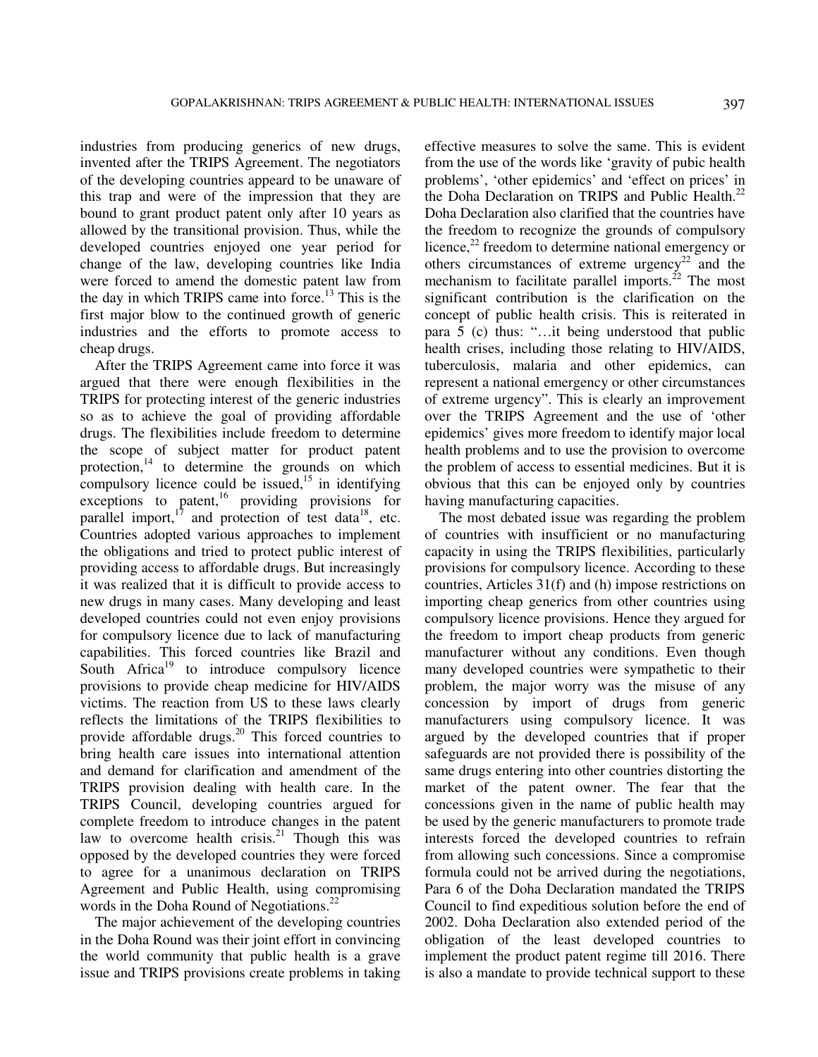industries from producing generics of new drugs, invented after the TRIPS Agreement. The negotiators of the developing countries appear to be unaware of this trap and were of the impression that they are bound to grant product patent only after 10 years as allowed by the transitional provision. Thus, while the developed countries enjoyed one year period for change of the law, developing countries like India were forced to amend the domestic patent law from the day in which TRIPS came into force.[13] This is the first major blow to the continued growth of generic industries and the efforts to promote access to cheap drugs.

After the TRIPS Agreement came into force it was argued that there were enough flexibilities in the TRIPS for protecting interest of the generic industries so as to achieve the goal of providing affordable drugs. The flexibilities include freedom to determine the scope of subject matter for product patent protection,[14] to determine the grounds on which compulsory licence could be issued,[15] in identifying exceptions to patent,[16] providing provisions for parallel import,[17] and protection of test data[18], etc. Countries adopted various approaches to implement the obligations and tried to protect public interest of providing access to affordable drugs. But increasingly it was realized that it is difficult to provide access to new drugs in many cases. Many developing and least developed countries could not even enjoy provisions for compulsory licence due to lack of manufacturing capabilities. This forced countries like Brazil and South Africa[19] to introduce compulsory licence provisions to provide cheap medicine for HIV/AIDS victims. The reaction from US to these laws clearly reflects the limitations of the TRIPS flexibilities to provide affordable drugs.[20] This forced countries to bring health care issues into international attention and demand for clarification and amendment of the TRIPS provision dealing with health care. In the TRIPS Council, developing countries argued for complete freedom to introduce changes in the patent law to overcome health crisis.[21] Though this was opposed by the developed countries they were forced to agree for a unanimous declaration on TRIPS Agreement and Public Health, using compromising words in the Doha Round of Negotiations.[22]

The major achievement of the developing countries in the Doha Round was their joint effort in convincing the world community that public health is a grave issue and TRIPS provisions create problems in taking effective measures to solve the same. This is evident from the use of the words like 'gravity of pubic health problems', 'other epidemics' and 'effect on prices' in the Doha Declaration on TRIPS and Public Health.[22] Doha Declaration also clarified that the countries have the freedom to recognize the grounds of compulsory licence,[22] freedom to determine national emergency or others circumstances of extreme urgency[22] and the mechanism to facilitate parallel imports.[22] The most significant contribution is the clarification on the concept of public health crisis. This is reiterated in para 5 (c) thus: "…it being understood that public health crises, including those relating to HIV/AIDS, tuberculosis, malaria and other epidemics, can represent a national emergency or other circumstances of extreme urgency". This is clearly an improvement over the TRIPS Agreement and the use of 'other epidemics' gives more freedom to identify major local health problems and to use the provision to overcome the problem of access to essential medicines. But it is obvious that this can be enjoyed only by countries having manufacturing capacities.

The most debated issue was regarding the problem of countries with insufficient or no manufacturing capacity in using the TRIPS flexibilities, particularly provisions for compulsory licence. According to these countries, Articles 31(f) and (h) impose restrictions on importing cheap generics from other countries using compulsory licence provisions. Hence they argued for the freedom to import cheap products from generic manufacturer without any conditions. Even though many developed countries were sympathetic to their problem, the major worry was the misuse of any concession by import of drugs from generic manufacturers using compulsory licence. It was argued by the developed countries that if proper safeguards are not provided there is possibility of the same drugs entering into other countries distorting the market of the patent owner. The fear that the concessions given in the name of public health may be used by the generic manufacturers to promote trade interests forced the developed countries to refrain from allowing such concessions. Since a compromise formula could not be arrived during the negotiations, Para 6 of the Doha Declaration mandated the TRIPS Council to find expeditious solution before the end of 2002. Doha Declaration also extended period of the obligation of the least developed countries to implement the product patent regime till 2016. There is also a mandate to provide technical support to these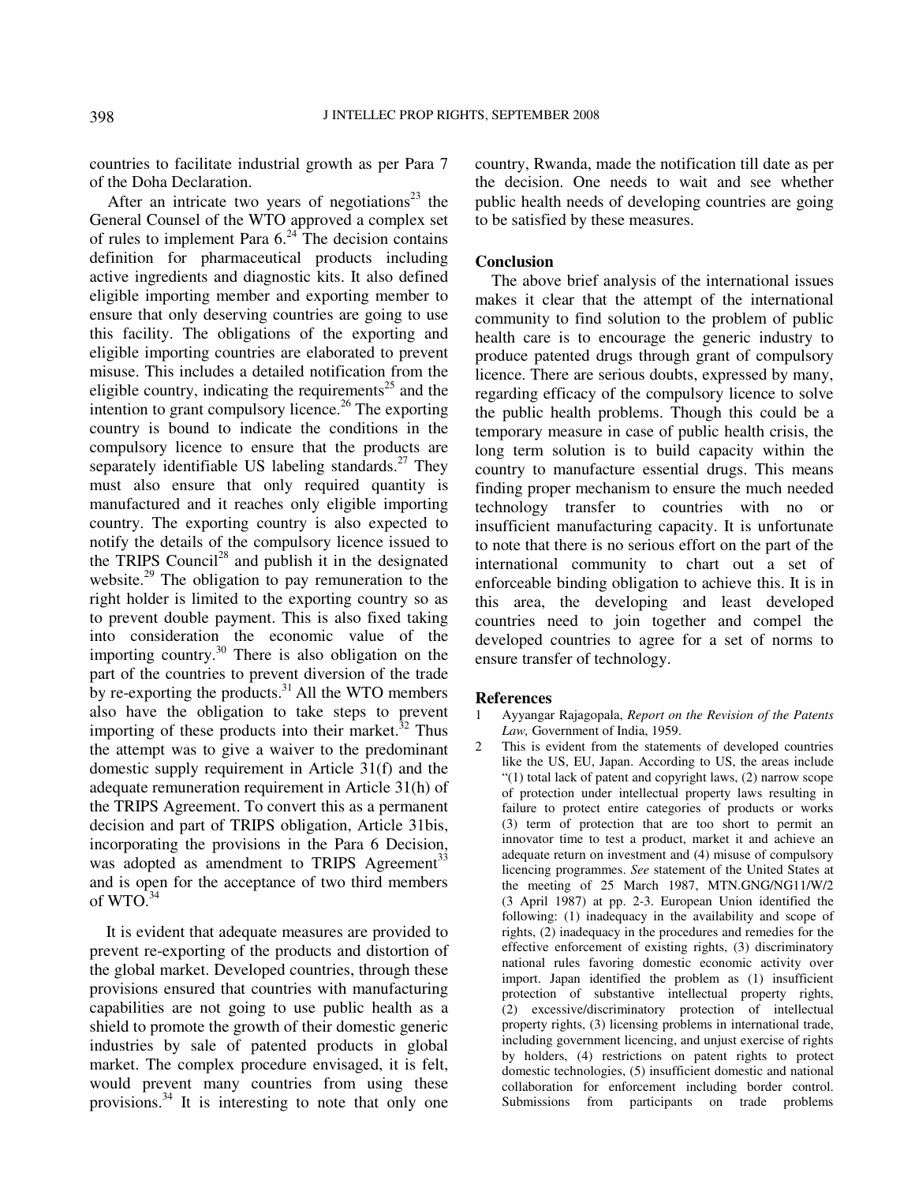countries to facilitate industrial growth as per Para 7 of the Doha Declaration.

After an intricate two years of negotiations[23] the General Counsel of the WTO approved a complex set of rules to implement Para 6.[24] The decision contains definition for pharmaceutical products including active ingredients and diagnostic kits. It also defined eligible importing member and exporting member to ensure that only deserving countries are going to use this facility. The obligations of the exporting and eligible importing countries are elaborated to prevent misuse. This includes a detailed notification from the eligible country, indicating the requirements[25] and the intention to grant compulsory licence.[26] The exporting country is bound to indicate the conditions in the compulsory licence to ensure that the products are separately identifiable US labeling standards.[27] They must also ensure that only required quantity is manufactured and it reaches only eligible importing country. The exporting country is also expected to notify the details of the compulsory licence issued to the TRIPS Council[28] and publish it in the designated website.[29] The obligation to pay remuneration to the right holder is limited to the exporting country so as to prevent double payment. This is also fixed taking into consideration the economic value of the importing country.[30] There is also obligation on the part of the countries to prevent diversion of the trade by re-exporting the products.[31] All the WTO members also have the obligation to take steps to prevent importing of these products into their market.[32] Thus the attempt was to give a waiver to the predominant domestic supply requirement in Article 31(f) and the adequate remuneration requirement in Article 31(h) of the TRIPS Agreement. To convert this as a permanent decision and part of TRIPS obligation, Article 31bis, incorporating the provisions in the Para 6 Decision, was adopted as amendment to TRIPS Agreement[33] and is open for the acceptance of two third members of WTO.[34]

It is evident that adequate measures are provided to prevent re-exporting of the products and distortion of the global market. Developed countries, through these provisions ensured that countries with manufacturing capabilities are not going to use public health as a shield to promote the growth of their domestic generic industries by sale of patented products in global market. The complex procedure envisaged, it is felt, would prevent many countries from using these provisions.[34] It is interesting to note that only one country, Rwanda, made the notification till date as per the decision. One needs to wait and see whether public health needs of developing countries are going to be satisfied by these measures.

## Conclusion

The above brief analysis of the international issues makes it clear that the attempt of the international community to find solution to the problem of public health care is to encourage the generic industry to produce patented drugs through grant of compulsory licence. There are serious doubts, expressed by many, regarding efficacy of the compulsory licence to solve the public health problems. Though this could be a temporary measure in case of public health crisis, the long term solution is to build capacity within the country to manufacture essential drugs. This means finding proper mechanism to ensure the much needed technology transfer to countries with no or insufficient manufacturing capacity. It is unfortunate to note that there is no serious effort on the part of the international community to chart out a set of enforceable binding obligation to achieve this. It is in this area, the developing and least developed countries need to join together and compel the developed countries to agree for a set of norms to ensure transfer of technology.

## References

1. Ayyangar Rajagopala, *Report on the Revision of the Patents Law,* Government of India, 1959.
2. This is evident from the statements of developed countries like the US, EU, Japan. According to US, the areas include "(1) total lack of patent and copyright laws, (2) narrow scope of protection under intellectual property laws resulting in failure to protect entire categories of products or works (3) term of protection that are too short to permit an innovator time to test a product, market it and achieve an adequate return on investment and (4) misuse of compulsory licencing programmes. *See* statement of the United States at the meeting of 25 March 1987, MTN.GNG/NG11/W/2 (3 April 1987) at pp. 2-3. European Union identified the following: (1) inadequacy in the availability and scope of rights, (2) inadequacy in the procedures and remedies for the effective enforcement of existing rights, (3) discriminatory national rules favoring domestic economic activity over import. Japan identified the problem as (1) insufficient protection of substantive intellectual property rights, (2) excessive/discriminatory protection of intellectual property rights, (3) licensing problems in international trade, including government licencing, and unjust exercise of rights by holders, (4) restrictions on patent rights to protect domestic technologies, (5) insufficient domestic and national collaboration for enforcement including border control. Submissions from participants on trade problems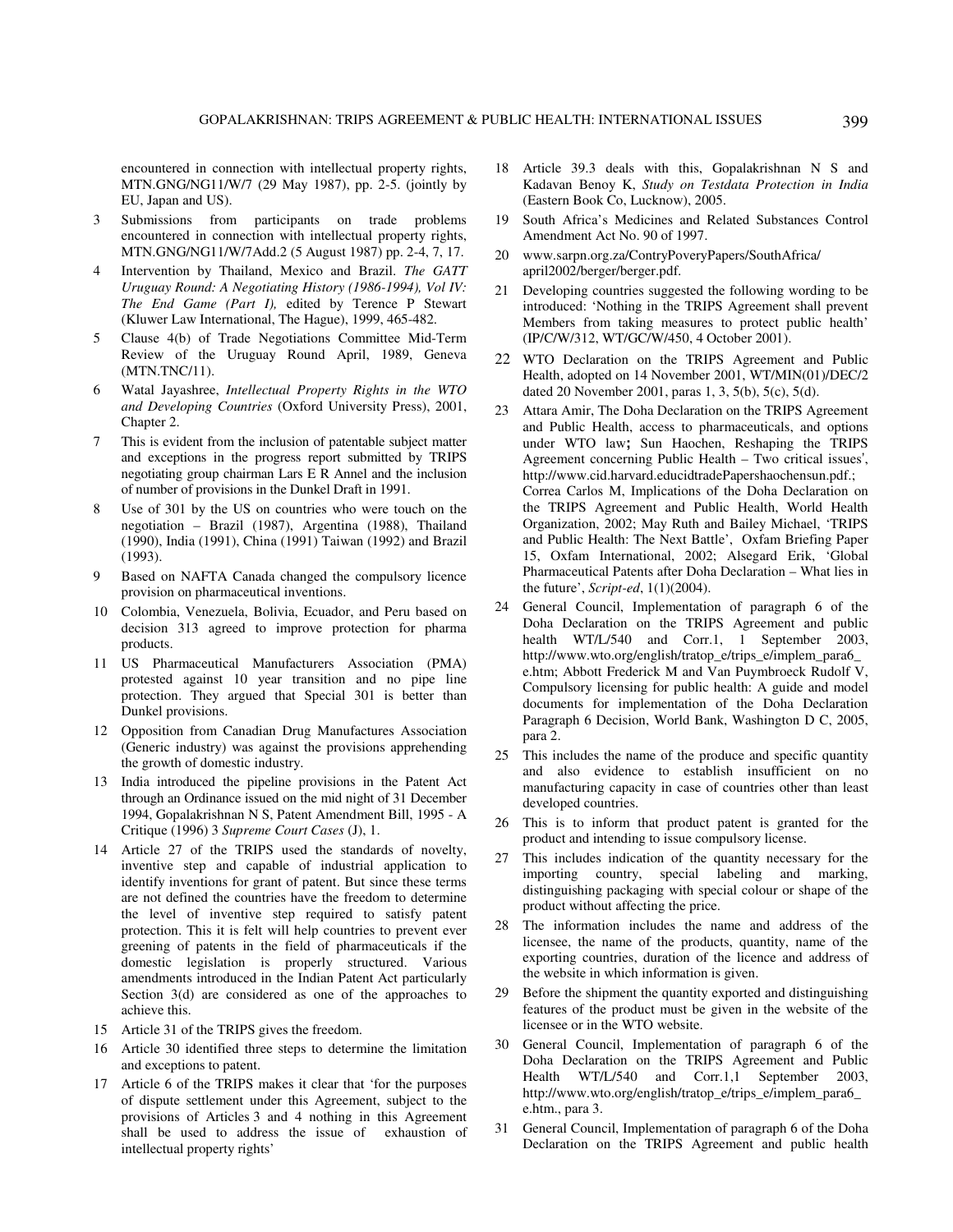encountered in connection with intellectual property rights, MTN.GNG/NG11/W/7 (29 May 1987), pp. 2-5. (jointly by EU, Japan and US).

3 Submissions from participants on trade problems encountered in connection with intellectual property rights, MTN.GNG/NG11/W/7Add.2 (5 August 1987) pp. 2-4, 7, 17.

4 Intervention by Thailand, Mexico and Brazil. *The GATT Uruguay Round: A Negotiating History (1986-1994), Vol IV: The End Game (Part I),* edited by Terence P Stewart (Kluwer Law International, The Hague), 1999, 465-482.

5 Clause 4(b) of Trade Negotiations Committee Mid-Term Review of the Uruguay Round April, 1989, Geneva (MTN.TNC/11).

6 Watal Jayashree, *Intellectual Property Rights in the WTO and Developing Countries* (Oxford University Press), 2001, Chapter 2.

7 This is evident from the inclusion of patentable subject matter and exceptions in the progress report submitted by TRIPS negotiating group chairman Lars E R Annel and the inclusion of number of provisions in the Dunkel Draft in 1991.

8 Use of 301 by the US on countries who were touch on the negotiation – Brazil (1987), Argentina (1988), Thailand (1990), India (1991), China (1991) Taiwan (1992) and Brazil (1993).

9 Based on NAFTA Canada changed the compulsory licence provision on pharmaceutical inventions.

10 Colombia, Venezuela, Bolivia, Ecuador, and Peru based on decision 313 agreed to improve protection for pharma products.

11 US Pharmaceutical Manufacturers Association (PMA) protested against 10 year transition and no pipe line protection. They argued that Special 301 is better than Dunkel provisions.

12 Opposition from Canadian Drug Manufactures Association (Generic industry) was against the provisions apprehending the growth of domestic industry.

13 India introduced the pipeline provisions in the Patent Act through an Ordinance issued on the mid night of 31 December 1994, Gopalakrishnan N S, Patent Amendment Bill, 1995 - A Critique (1996) 3 *Supreme Court Cases* (J), 1.

14 Article 27 of the TRIPS used the standards of novelty, inventive step and capable of industrial application to identify inventions for grant of patent. But since these terms are not defined the countries have the freedom to determine the level of inventive step required to satisfy patent protection. This it is felt will help countries to prevent ever greening of patents in the field of pharmaceuticals if the domestic legislation is properly structured. Various amendments introduced in the Indian Patent Act particularly Section 3(d) are considered as one of the approaches to achieve this.

15 Article 31 of the TRIPS gives the freedom.

16 Article 30 identified three steps to determine the limitation and exceptions to patent.

17 Article 6 of the TRIPS makes it clear that 'for the purposes of dispute settlement under this Agreement, subject to the provisions of Articles 3 and 4 nothing in this Agreement shall be used to address the issue of exhaustion of intellectual property rights'

18 Article 39.3 deals with this, Gopalakrishnan N S and Kadavan Benoy K, *Study on Testdata Protection in India* (Eastern Book Co, Lucknow), 2005.

19 South Africa's Medicines and Related Substances Control Amendment Act No. 90 of 1997.

20 www.sarpn.org.za/ContryPoveryPapers/SouthAfrica/april2002/berger/berger.pdf.

21 Developing countries suggested the following wording to be introduced: 'Nothing in the TRIPS Agreement shall prevent Members from taking measures to protect public health' (IP/C/W/312, WT/GC/W/450, 4 October 2001).

22 WTO Declaration on the TRIPS Agreement and Public Health, adopted on 14 November 2001, WT/MIN(01)/DEC/2 dated 20 November 2001, paras 1, 3, 5(b), 5(c), 5(d).

23 Attara Amir, The Doha Declaration on the TRIPS Agreement and Public Health, access to pharmaceuticals, and options under WTO law**;** Sun Haochen, Reshaping the TRIPS Agreement concerning Public Health – Two critical issues', http://www.cid.harvard.educidtradePapershaochensun.pdf.; Correa Carlos M, Implications of the Doha Declaration on the TRIPS Agreement and Public Health, World Health Organization, 2002; May Ruth and Bailey Michael, 'TRIPS and Public Health: The Next Battle', Oxfam Briefing Paper 15, Oxfam International, 2002; Alsegard Erik, 'Global Pharmaceutical Patents after Doha Declaration – What lies in the future', *Script-ed*, 1(1)(2004).

24 General Council, Implementation of paragraph 6 of the Doha Declaration on the TRIPS Agreement and public health WT/L/540 and Corr.1, 1 September 2003, http://www.wto.org/english/tratop_e/trips_e/implem_para6_e.htm; Abbott Frederick M and Van Puymbroeck Rudolf V, Compulsory licensing for public health: A guide and model documents for implementation of the Doha Declaration Paragraph 6 Decision, World Bank, Washington D C, 2005, para 2.

25 This includes the name of the produce and specific quantity and also evidence to establish insufficient on no manufacturing capacity in case of countries other than least developed countries.

26 This is to inform that product patent is granted for the product and intending to issue compulsory license.

27 This includes indication of the quantity necessary for the importing country, special labeling and marking, distinguishing packaging with special colour or shape of the product without affecting the price.

28 The information includes the name and address of the licensee, the name of the products, quantity, name of the exporting countries, duration of the licence and address of the website in which information is given.

29 Before the shipment the quantity exported and distinguishing features of the product must be given in the website of the licensee or in the WTO website.

30 General Council, Implementation of paragraph 6 of the Doha Declaration on the TRIPS Agreement and Public Health WT/L/540 and Corr.1,1 September 2003, http://www.wto.org/english/tratop_e/trips_e/implem_para6_e.htm., para 3.

31 General Council, Implementation of paragraph 6 of the Doha Declaration on the TRIPS Agreement and public health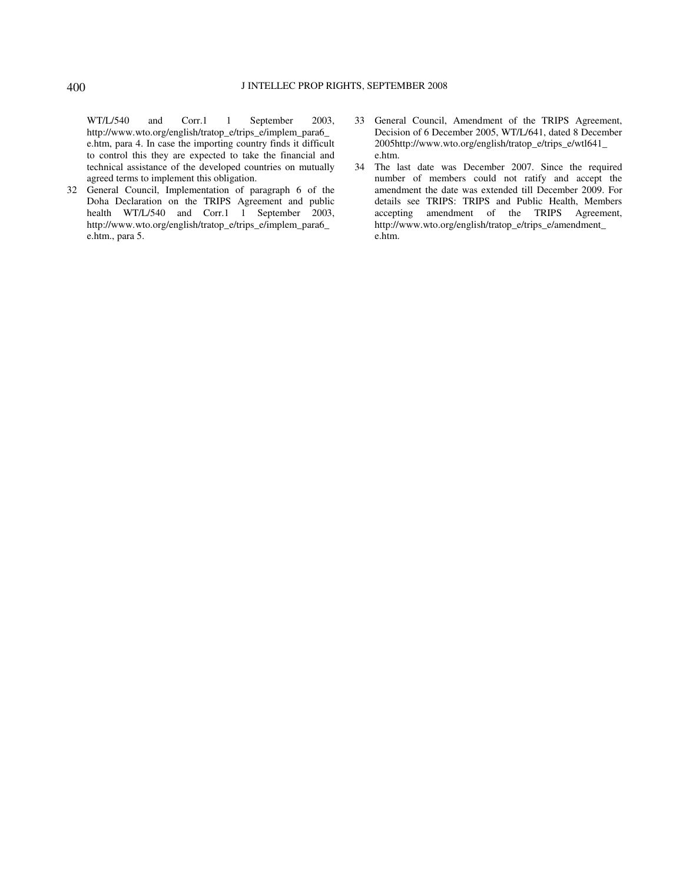WT/L/540 and Corr.1 1 September 2003, http://www.wto.org/english/tratop_e/trips_e/implem_para6_e.htm, para 4. In case the importing country finds it difficult to control this they are expected to take the financial and technical assistance of the developed countries on mutually agreed terms to implement this obligation.

32 General Council, Implementation of paragraph 6 of the Doha Declaration on the TRIPS Agreement and public health WT/L/540 and Corr.1 1 September 2003, http://www.wto.org/english/tratop_e/trips_e/implem_para6_e.htm., para 5.

33 General Council, Amendment of the TRIPS Agreement, Decision of 6 December 2005, WT/L/641, dated 8 December 2005http://www.wto.org/english/tratop_e/trips_e/wtl641_e.htm.

34 The last date was December 2007. Since the required number of members could not ratify and accept the amendment the date was extended till December 2009. For details see TRIPS: TRIPS and Public Health, Members accepting amendment of the TRIPS Agreement, http://www.wto.org/english/tratop_e/trips_e/amendment_e.htm.